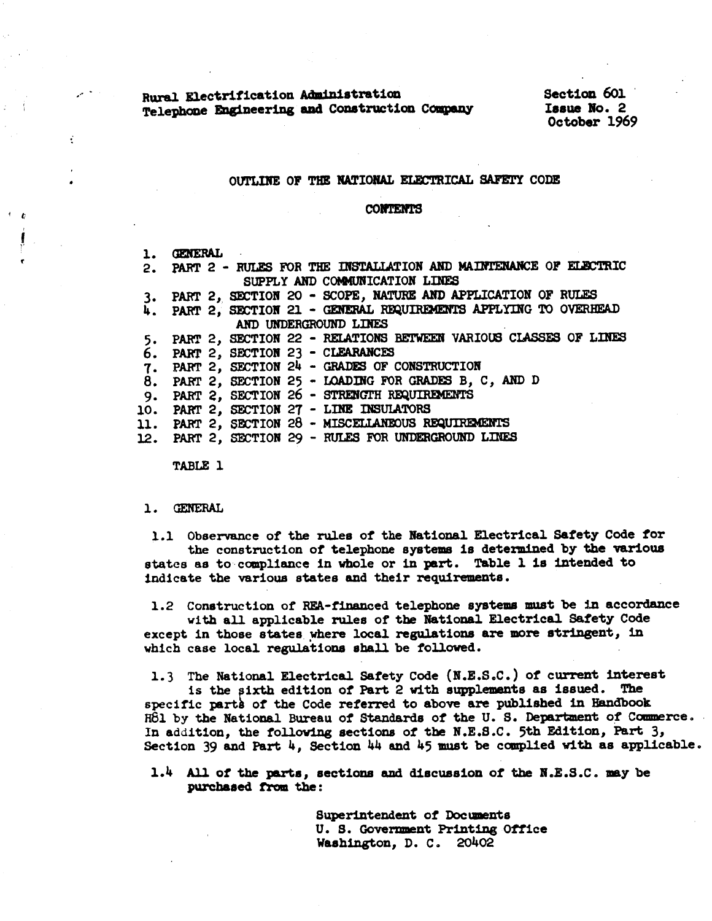Rural Electrification Administration
Telephone Engineering and Construction Company

Section 601
Issue No. 2
October 1969

# OUTLINE OF THE NATIONAL ELECTRICAL SAFETY CODE

## CONTENTS

1. GENERAL
2. PART 2 - RULES FOR THE INSTALLATION AND MAINTENANCE OF ELECTRIC SUPPLY AND COMMUNICATION LINES
3. PART 2, SECTION 20 - SCOPE, NATURE AND APPLICATION OF RULES
4. PART 2, SECTION 21 - GENERAL REQUIREMENTS APPLYING TO OVERHEAD AND UNDERGROUND LINES
5. PART 2, SECTION 22 - RELATIONS BETWEEN VARIOUS CLASSES OF LINES
6. PART 2, SECTION 23 - CLEARANCES
7. PART 2, SECTION 24 - GRADES OF CONSTRUCTION
8. PART 2, SECTION 25 - LOADING FOR GRADES B, C, AND D
9. PART 2, SECTION 26 - STRENGTH REQUIREMENTS
10. PART 2, SECTION 27 - LINE INSULATORS
11. PART 2, SECTION 28 - MISCELLANEOUS REQUIREMENTS
12. PART 2, SECTION 29 - RULES FOR UNDERGROUND LINES

TABLE 1

## 1. GENERAL

1.1 Observance of the rules of the National Electrical Safety Code for the construction of telephone systems is determined by the various states as to compliance in whole or in part. Table 1 is intended to indicate the various states and their requirements.

1.2 Construction of REA-financed telephone systems must be in accordance with all applicable rules of the National Electrical Safety Code except in those states where local regulations are more stringent, in which case local regulations shall be followed.

1.3 The National Electrical Safety Code (N.E.S.C.) of current interest is the sixth edition of Part 2 with supplements as issued. The specific parts of the Code referred to above are published in Handbook H81 by the National Bureau of Standards of the U. S. Department of Commerce. In addition, the following sections of the N.E.S.C. 5th Edition, Part 3, Section 39 and Part 4, Section 44 and 45 must be complied with as applicable.

1.4 All of the parts, sections and discussion of the N.E.S.C. may be purchased from the:

Superintendent of Documents
U. S. Government Printing Office
Washington, D. C. 20402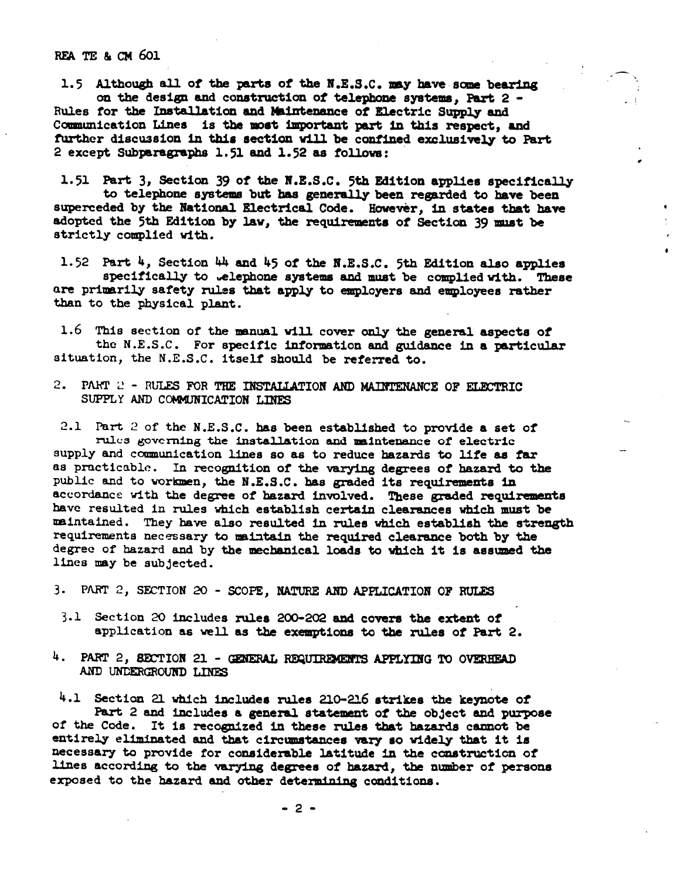1.5 Although all of the parts of the N.E.S.C. may have some bearing on the design and construction of telephone systems, Part 2 - Rules for the Installation and Maintenance of Electric Supply and Communication Lines is the most important part in this respect, and further discussion in this section will be confined exclusively to Part 2 except Subparagraphs 1.51 and 1.52 as follows:

1.51 Part 3, Section 39 of the N.E.S.C. 5th Edition applies specifically to telephone systems but has generally been regarded to have been superceded by the National Electrical Code. However, in states that have adopted the 5th Edition by law, the requirements of Section 39 must be strictly complied with.

1.52 Part 4, Section 44 and 45 of the N.E.S.C. 5th Edition also applies specifically to telephone systems and must be complied with. These are primarily safety rules that apply to employers and employees rather than to the physical plant.

1.6 This section of the manual will cover only the general aspects of the N.E.S.C. For specific information and guidance in a particular situation, the N.E.S.C. itself should be referred to.

## 2. PART 2 - RULES FOR THE INSTALLATION AND MAINTENANCE OF ELECTRIC SUPPLY AND COMMUNICATION LINES

2.1 Part 2 of the N.E.S.C. has been established to provide a set of rules governing the installation and maintenance of electric supply and communication lines so as to reduce hazards to life as far as practicable. In recognition of the varying degrees of hazard to the public and to workmen, the N.E.S.C. has graded its requirements in accordance with the degree of hazard involved. These graded requirements have resulted in rules which establish certain clearances which must be maintained. They have also resulted in rules which establish the strength requirements necessary to maintain the required clearance both by the degree of hazard and by the mechanical loads to which it is assumed the lines may be subjected.

## 3. PART 2, SECTION 20 - SCOPE, NATURE AND APPLICATION OF RULES

3.1 Section 20 includes rules 200-202 and covers the extent of application as well as the exemptions to the rules of Part 2.

## 4. PART 2, SECTION 21 - GENERAL REQUIREMENTS APPLYING TO OVERHEAD AND UNDERGROUND LINES

4.1 Section 21 which includes rules 210-216 strikes the keynote of Part 2 and includes a general statement of the object and purpose of the Code. It is recognized in these rules that hazards cannot be entirely eliminated and that circumstances vary so widely that it is necessary to provide for considerable latitude in the construction of lines according to the varying degrees of hazard, the number of persons exposed to the hazard and other determining conditions.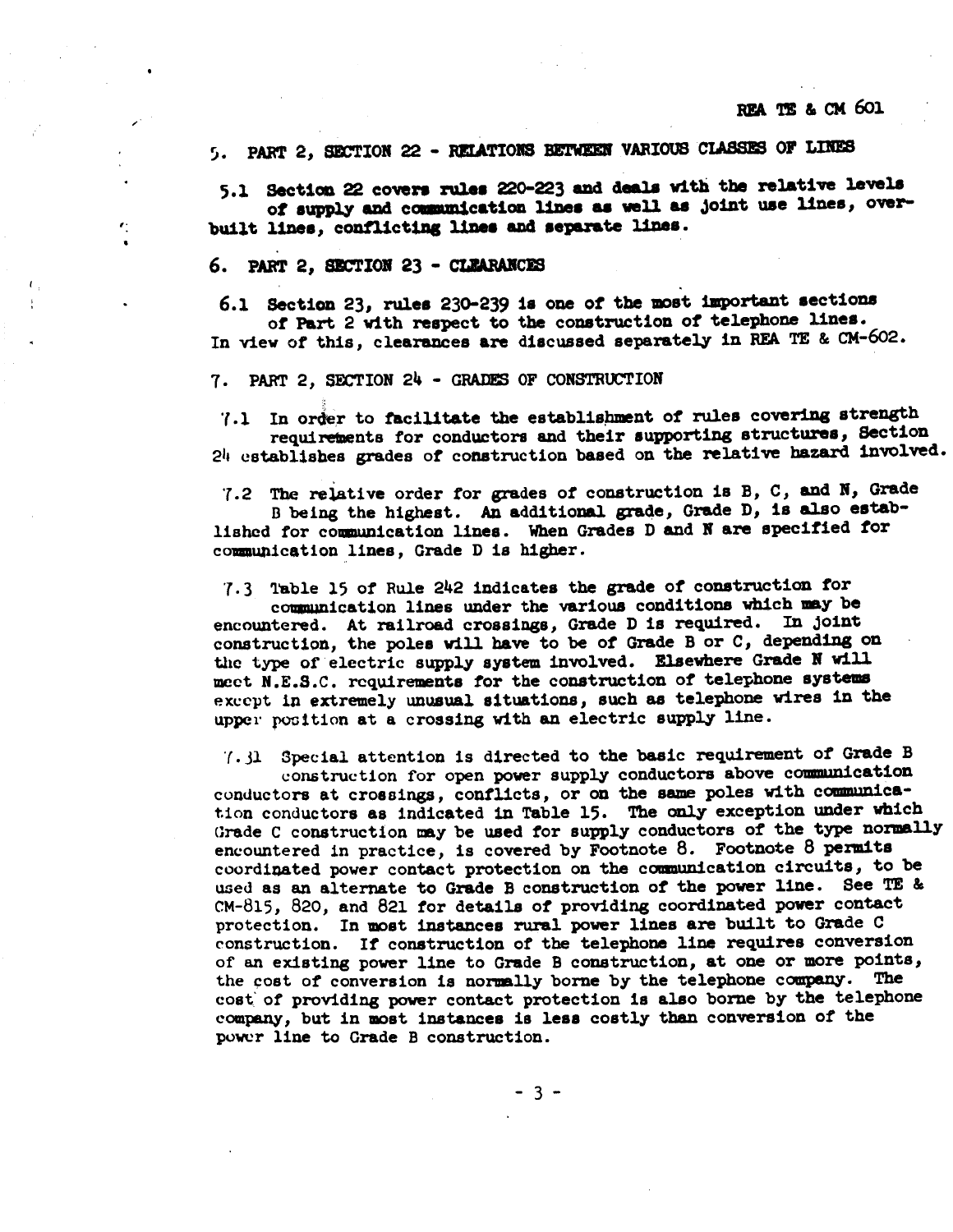## 5. PART 2, SECTION 22 - RELATIONS BETWEEN VARIOUS CLASSES OF LINES

**5.1 Section 22 covers rules 220-223 and deals with the relative levels of supply and communication lines as well as joint use lines, overbuilt lines, conflicting lines and separate lines.**

## 6. PART 2, SECTION 23 - CLEARANCES

**6.1 Section 23, rules 230-239 is one of the most important sections of Part 2 with respect to the construction of telephone lines.** In view of this, clearances are discussed separately in REA TE & CM-602.

## 7. PART 2, SECTION 24 - GRADES OF CONSTRUCTION

7.1 In order to facilitate the establishment of rules covering strength requirements for conductors and their supporting structures, Section 24 establishes grades of construction based on the relative hazard involved.

7.2 The relative order for grades of construction is B, C, and N, Grade B being the highest. An additional grade, Grade D, is also established for communication lines. When Grades D and N are specified for communication lines, Grade D is higher.

7.3 Table 15 of Rule 242 indicates the grade of construction for communication lines under the various conditions which may be encountered. At railroad crossings, Grade D is required. In joint construction, the poles will have to be of Grade B or C, depending on the type of electric supply system involved. Elsewhere Grade N will meet N.E.S.C. requirements for the construction of telephone systems except in extremely unusual situations, such as telephone wires in the upper position at a crossing with an electric supply line.

7.31 Special attention is directed to the basic requirement of Grade B construction for open power supply conductors above communication conductors at crossings, conflicts, or on the same poles with communication conductors as indicated in Table 15. The only exception under which Grade C construction may be used for supply conductors of the type normally encountered in practice, is covered by Footnote 8. Footnote 8 permits coordinated power contact protection on the communication circuits, to be used as an alternate to Grade B construction of the power line. See TE & CM-815, 820, and 821 for details of providing coordinated power contact protection. In most instances rural power lines are built to Grade C construction. If construction of the telephone line requires conversion of an existing power line to Grade B construction, at one or more points, the cost of conversion is normally borne by the telephone company. The cost of providing power contact protection is also borne by the telephone company, but in most instances is less costly than conversion of the power line to Grade B construction.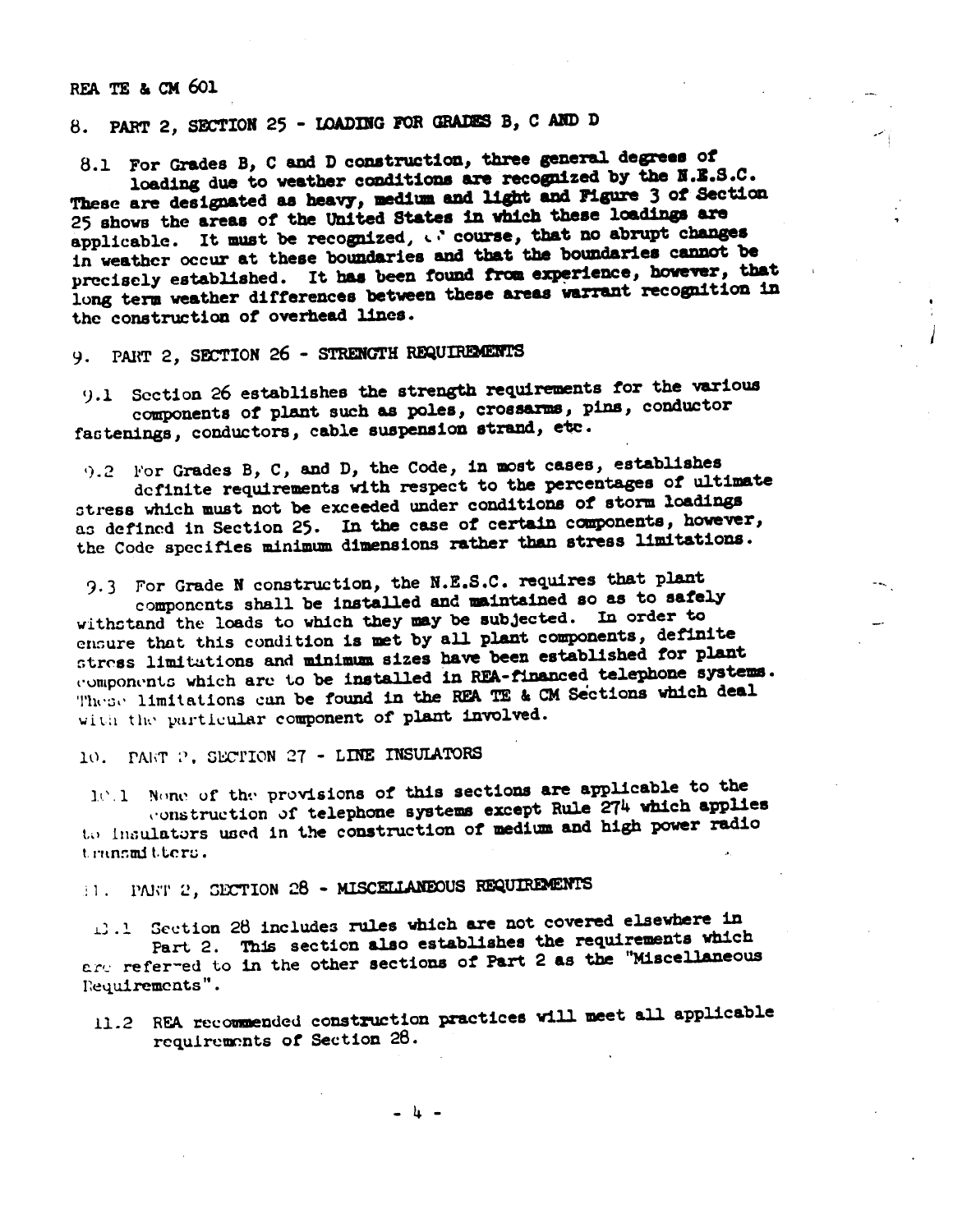## 8. PART 2, SECTION 25 - LOADING FOR GRADES B, C AND D

8.1 For Grades B, C and D construction, three general degrees of loading due to weather conditions are recognized by the N.E.S.C. These are designated as heavy, medium and light and Figure 3 of Section 25 shows the areas of the United States in which these loadings are applicable. It must be recognized, of course, that no abrupt changes in weather occur at these boundaries and that the boundaries cannot be precisely established. It has been found from experience, however, that long term weather differences between these areas warrant recognition in the construction of overhead lines.

## 9. PART 2, SECTION 26 - STRENGTH REQUIREMENTS

9.1 Section 26 establishes the strength requirements for the various components of plant such as poles, crossarms, pins, conductor fastenings, conductors, cable suspension strand, etc.

9.2 For Grades B, C, and D, the Code, in most cases, establishes definite requirements with respect to the percentages of ultimate stress which must not be exceeded under conditions of storm loadings as defined in Section 25. In the case of certain components, however, the Code specifies minimum dimensions rather than stress limitations.

9.3 For Grade N construction, the N.E.S.C. requires that plant components shall be installed and maintained so as to safely withstand the loads to which they may be subjected. In order to ensure that this condition is met by all plant components, definite stress limitations and minimum sizes have been established for plant components which are to be installed in REA-financed telephone systems. These limitations can be found in the REA TE & CM Sections which deal with the particular component of plant involved.

## 10. PART 2, SECTION 27 - LINE INSULATORS

10.1 None of the provisions of this sections are applicable to the construction of telephone systems except Rule 274 which applies to insulators used in the construction of medium and high power radio transmitters.

## 11. PART 2, SECTION 28 - MISCELLANEOUS REQUIREMENTS

11.1 Section 28 includes rules which are not covered elsewhere in Part 2. This section also establishes the requirements which are referred to in the other sections of Part 2 as the "Miscellaneous Requirements".

11.2 REA recommended construction practices will meet all applicable requirements of Section 28.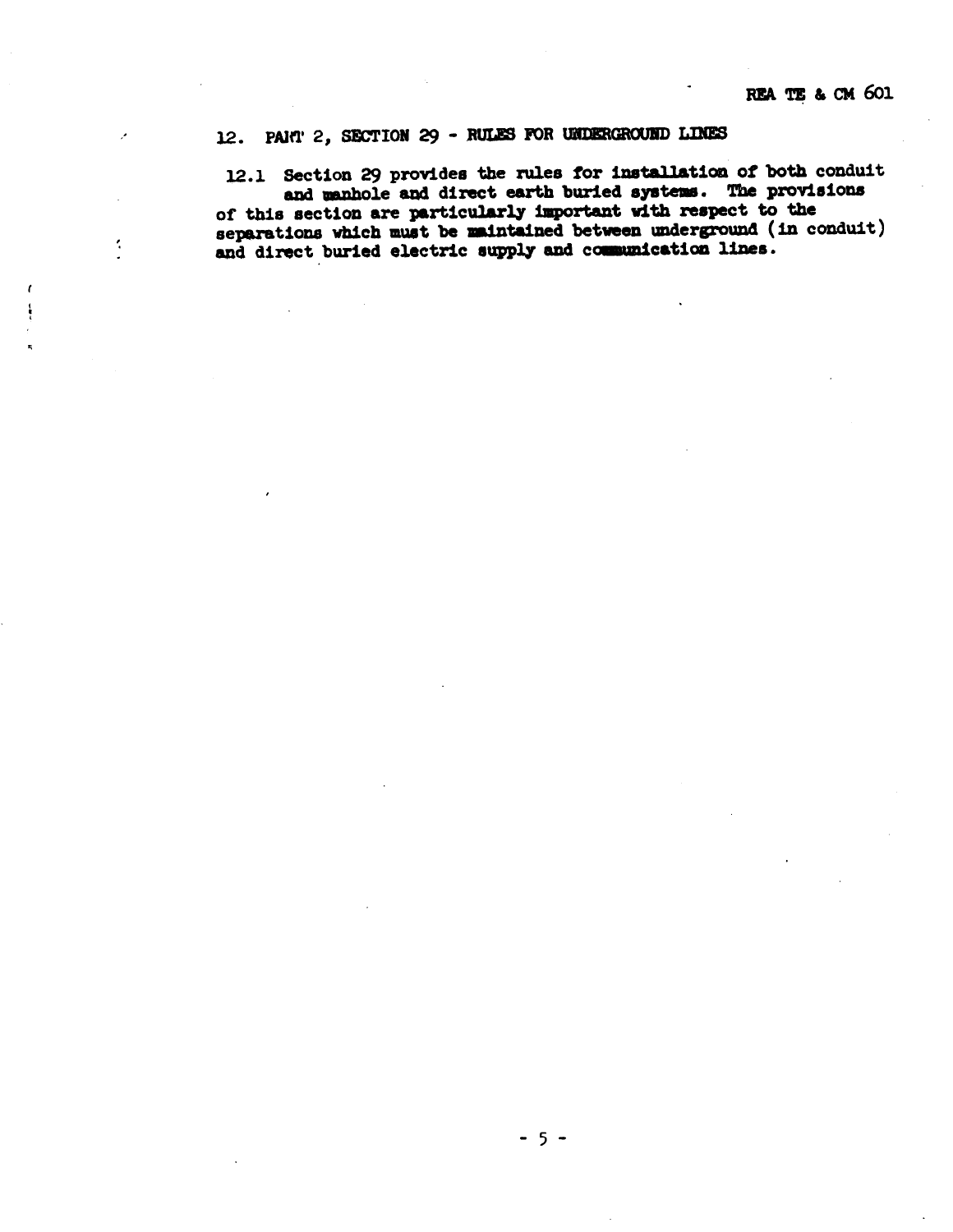## 12. PART 2, SECTION 29 - RULES FOR UNDERGROUND LINES

12.1 Section 29 provides the rules for installation of both conduit and manhole and direct earth buried systems. The provisions of this section are particularly important with respect to the separations which must be maintained between underground (in conduit) and direct buried electric supply and communication lines.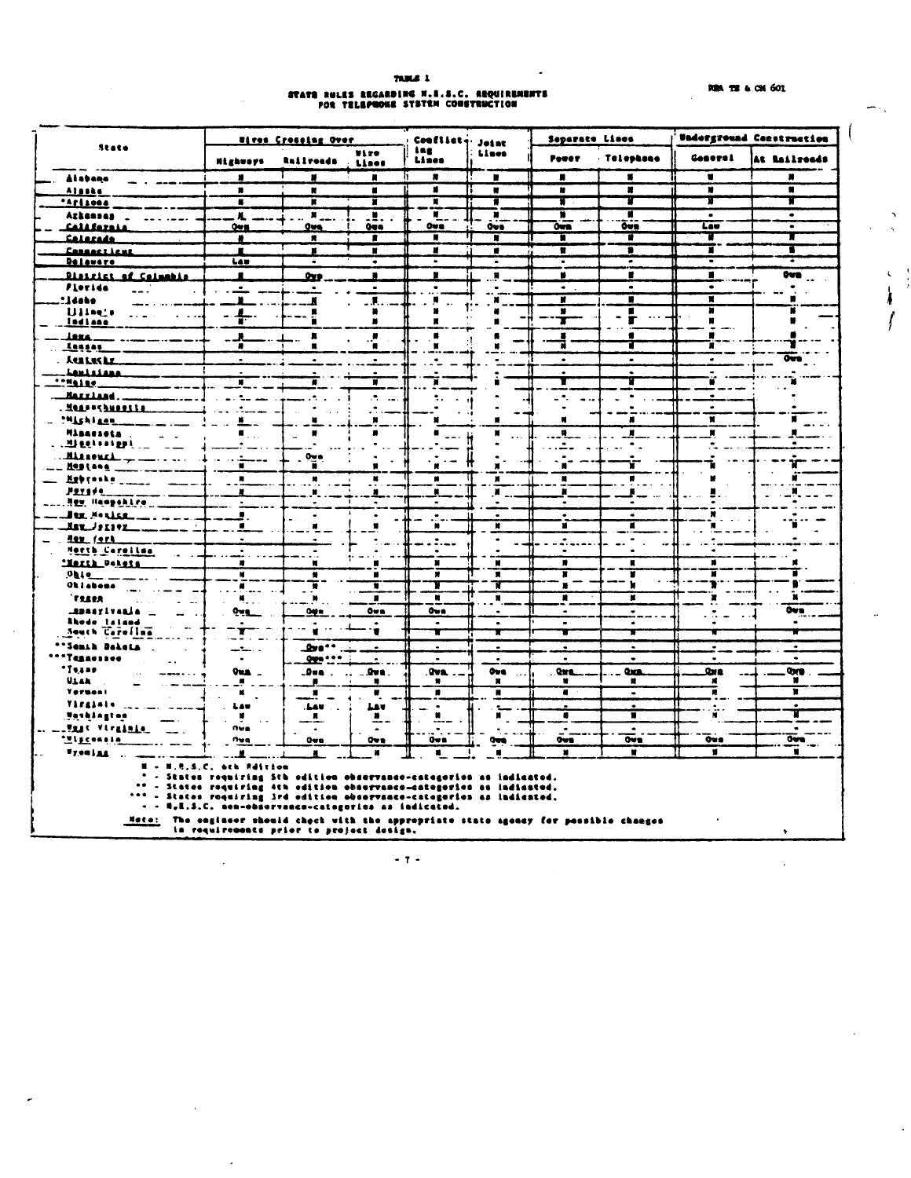TABLE 1

STATE RULES REGARDING N.E.S.C. REQUIREMENTS FOR TELEPHONE SYSTEM CONSTRUCTION

| State | Wires Crossing Over | | | Conflicting Lines | Joint Lines | Separate Lines | | Underground Construction | |
|---|---|---|---|---|---|---|---|---|---|
| | Highways | Railroads | Wire Lines | | | Power | Telephone | General | At Railroads |
| Alabama | N | N | N | N | N | N | N | N | N |
| Alaska | N | N | N | N | N | N | N | N | N |
| *Arizona | N | N | N | N | N | N | N | N | N |
| Arkansas | N | N | N | N | N | N | N | - | - |
| California | Own | Own | Own | Own | Own | Own | Own | Law | - |
| Colorado | N | N | N | N | N | N | N | N | N |
| Connecticut | N | N | N | N | N | N | N | N | N |
| Delaware | Law | - | - | - | - | - | - | - | - |
| District of Columbia | N | Own | N | N | N | N | - | N | Own |
| Florida | - | - | - | - | - | - | - | - | - |
| *Idaho | N | N | N | N | N | N | N | N | N |
| Illinois | N | N | N | N | N | - | N | N | N |
| Indiana | N | N | N | N | N | N | N | N | N |
| Iowa | N | N | N | N | N | N | N | N | N |
| Kansas | N | N | N | N | N | N | N | N | N |
| Kentucky | - | - | - | - | - | - | - | - | Own |
| Louisiana | - | - | - | - | - | - | - | - | - |
| **Maine | N | N | N | N | N | N | N | N | N |
| Maryland | - | - | - | - | - | - | - | - | - |
| Massachusetts | - | - | - | - | - | - | - | - | - |
| *Michigan | N | N | N | N | N | N | N | N | N |
| Minnesota | N | N | N | N | N | N | N | N | N |
| Mississippi | - | - | - | - | - | - | - | - | - |
| Missouri | - | Own | - | - | - | - | - | - | - |
| Montana | N | N | N | N | N | N | N | N | N |
| Nebraska | N | N | N | N | N | N | N | N | N |
| Nevada | N | N | N | N | N | N | N | N | N |
| New Hampshire | - | - | - | - | - | - | - | - | - |
| New Mexico | N | - | - | - | - | - | - | N | - |
| New Jersey | N | N | N | N | N | N | N | N | N |
| New York | - | - | - | - | - | - | - | - | - |
| North Carolina | - | - | - | - | - | - | - | - | - |
| *North Dakota | N | N | N | N | N | N | N | N | N |
| Ohio | N | N | N | N | N | N | N | N | N |
| Oklahoma | N | N | N | N | N | N | N | N | N |
| Oregon | N | N | N | N | N | N | N | N | N |
| Pennsylvania | Own | Own | Own | Own | - | - | - | - | Own |
| Rhode Island | - | - | - | - | - | - | - | - | - |
| South Carolina | N | - | N | N | N | N | N | N | N |
| **South Dakota | - | Own** | - | - | - | - | - | - | - |
| ***Tennessee | - | Own*** | - | - | - | - | - | - | - |
| *Texas | Own | Own | Own | Own | Own | Own | Own | Own | Own |
| Utah | N | N | N | N | N | N | N | N | N |
| Vermont | N | N | N | N | N | N | - | - | N |
| Virginia | Law | Law | Law | - | - | - | - | - | - |
| Washington | N | N | N | N | N | N | N | N | - |
| West Virginia | Own | - | - | - | - | - | - | - | - |
| *Wisconsin | Own | Own | Own | Own | Own | Own | Own | Own | Own |
| Wyoming | N | N | N | N | N | N | N | N | N |

N - N.E.S.C. 6th Edition
\* - States requiring 5th edition observance-categories as indicated.
\*\* - States requiring 4th edition observance-categories as indicated.
\*\*\* - States requiring 3rd edition observance-categories as indicated.
\- - N.E.S.C. non-observance-categories as indicated.

**Note:** The engineer should check with the appropriate state agency for possible changes in requirements prior to project design.